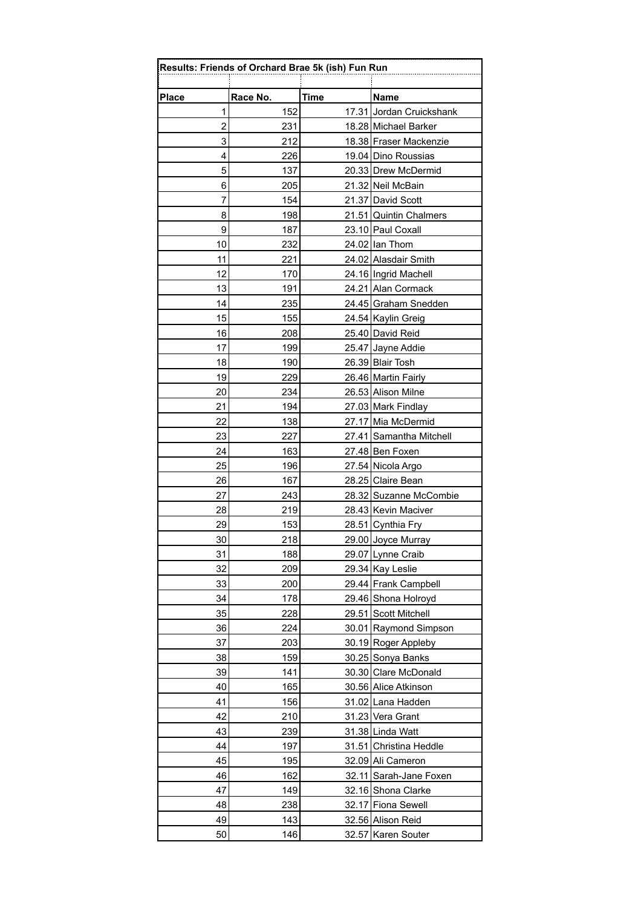**Results: Friends of Orchard Brae 5k (ish) Fun Run**

| Place | Race No. | Time | Name |
|---|---|---|---|
| 1 | 152 | 17.31 | Jordan Cruickshank |
| 2 | 231 | 18.28 | Michael Barker |
| 3 | 212 | 18.38 | Fraser Mackenzie |
| 4 | 226 | 19.04 | Dino Roussias |
| 5 | 137 | 20.33 | Drew McDermid |
| 6 | 205 | 21.32 | Neil McBain |
| 7 | 154 | 21.37 | David Scott |
| 8 | 198 | 21.51 | Quintin Chalmers |
| 9 | 187 | 23.10 | Paul Coxall |
| 10 | 232 | 24.02 | Ian Thom |
| 11 | 221 | 24.02 | Alasdair Smith |
| 12 | 170 | 24.16 | Ingrid Machell |
| 13 | 191 | 24.21 | Alan Cormack |
| 14 | 235 | 24.45 | Graham Snedden |
| 15 | 155 | 24.54 | Kaylin Greig |
| 16 | 208 | 25.40 | David Reid |
| 17 | 199 | 25.47 | Jayne Addie |
| 18 | 190 | 26.39 | Blair Tosh |
| 19 | 229 | 26.46 | Martin Fairly |
| 20 | 234 | 26.53 | Alison Milne |
| 21 | 194 | 27.03 | Mark Findlay |
| 22 | 138 | 27.17 | Mia McDermid |
| 23 | 227 | 27.41 | Samantha Mitchell |
| 24 | 163 | 27.48 | Ben Foxen |
| 25 | 196 | 27.54 | Nicola Argo |
| 26 | 167 | 28.25 | Claire Bean |
| 27 | 243 | 28.32 | Suzanne McCombie |
| 28 | 219 | 28.43 | Kevin Maciver |
| 29 | 153 | 28.51 | Cynthia Fry |
| 30 | 218 | 29.00 | Joyce Murray |
| 31 | 188 | 29.07 | Lynne Craib |
| 32 | 209 | 29.34 | Kay Leslie |
| 33 | 200 | 29.44 | Frank Campbell |
| 34 | 178 | 29.46 | Shona Holroyd |
| 35 | 228 | 29.51 | Scott Mitchell |
| 36 | 224 | 30.01 | Raymond Simpson |
| 37 | 203 | 30.19 | Roger Appleby |
| 38 | 159 | 30.25 | Sonya Banks |
| 39 | 141 | 30.30 | Clare McDonald |
| 40 | 165 | 30.56 | Alice Atkinson |
| 41 | 156 | 31.02 | Lana Hadden |
| 42 | 210 | 31.23 | Vera Grant |
| 43 | 239 | 31.38 | Linda Watt |
| 44 | 197 | 31.51 | Christina Heddle |
| 45 | 195 | 32.09 | Ali Cameron |
| 46 | 162 | 32.11 | Sarah-Jane Foxen |
| 47 | 149 | 32.16 | Shona Clarke |
| 48 | 238 | 32.17 | Fiona Sewell |
| 49 | 143 | 32.56 | Alison Reid |
| 50 | 146 | 32.57 | Karen Souter |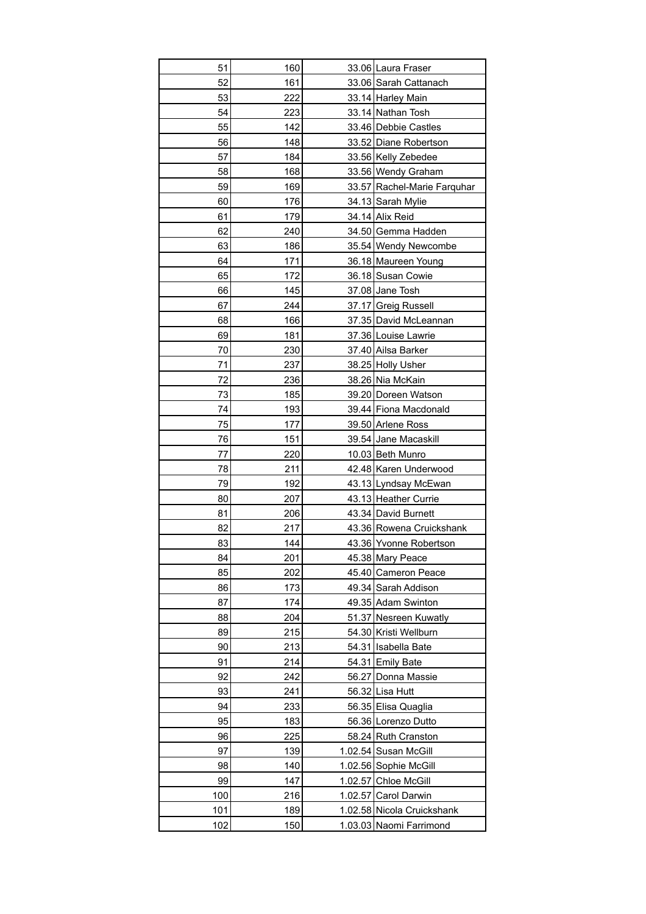| | | | |
|---|---|---|---|
| 51 | 160 | 33.06 | Laura Fraser |
| 52 | 161 | 33.06 | Sarah Cattanach |
| 53 | 222 | 33.14 | Harley Main |
| 54 | 223 | 33.14 | Nathan Tosh |
| 55 | 142 | 33.46 | Debbie Castles |
| 56 | 148 | 33.52 | Diane Robertson |
| 57 | 184 | 33.56 | Kelly Zebedee |
| 58 | 168 | 33.56 | Wendy Graham |
| 59 | 169 | 33.57 | Rachel-Marie Farquhar |
| 60 | 176 | 34.13 | Sarah Mylie |
| 61 | 179 | 34.14 | Alix Reid |
| 62 | 240 | 34.50 | Gemma Hadden |
| 63 | 186 | 35.54 | Wendy Newcombe |
| 64 | 171 | 36.18 | Maureen Young |
| 65 | 172 | 36.18 | Susan Cowie |
| 66 | 145 | 37.08 | Jane Tosh |
| 67 | 244 | 37.17 | Greig Russell |
| 68 | 166 | 37.35 | David McLeannan |
| 69 | 181 | 37.36 | Louise Lawrie |
| 70 | 230 | 37.40 | Ailsa Barker |
| 71 | 237 | 38.25 | Holly Usher |
| 72 | 236 | 38.26 | Nia McKain |
| 73 | 185 | 39.20 | Doreen Watson |
| 74 | 193 | 39.44 | Fiona Macdonald |
| 75 | 177 | 39.50 | Arlene Ross |
| 76 | 151 | 39.54 | Jane Macaskill |
| 77 | 220 | 10.03 | Beth Munro |
| 78 | 211 | 42.48 | Karen Underwood |
| 79 | 192 | 43.13 | Lyndsay McEwan |
| 80 | 207 | 43.13 | Heather Currie |
| 81 | 206 | 43.34 | David Burnett |
| 82 | 217 | 43.36 | Rowena Cruickshank |
| 83 | 144 | 43.36 | Yvonne Robertson |
| 84 | 201 | 45.38 | Mary Peace |
| 85 | 202 | 45.40 | Cameron Peace |
| 86 | 173 | 49.34 | Sarah Addison |
| 87 | 174 | 49.35 | Adam Swinton |
| 88 | 204 | 51.37 | Nesreen Kuwatly |
| 89 | 215 | 54.30 | Kristi Wellburn |
| 90 | 213 | 54.31 | Isabella Bate |
| 91 | 214 | 54.31 | Emily Bate |
| 92 | 242 | 56.27 | Donna Massie |
| 93 | 241 | 56.32 | Lisa Hutt |
| 94 | 233 | 56.35 | Elisa Quaglia |
| 95 | 183 | 56.36 | Lorenzo Dutto |
| 96 | 225 | 58.24 | Ruth Cranston |
| 97 | 139 | 1.02.54 | Susan McGill |
| 98 | 140 | 1.02.56 | Sophie McGill |
| 99 | 147 | 1.02.57 | Chloe McGill |
| 100 | 216 | 1.02.57 | Carol Darwin |
| 101 | 189 | 1.02.58 | Nicola Cruickshank |
| 102 | 150 | 1.03.03 | Naomi Farrimond |